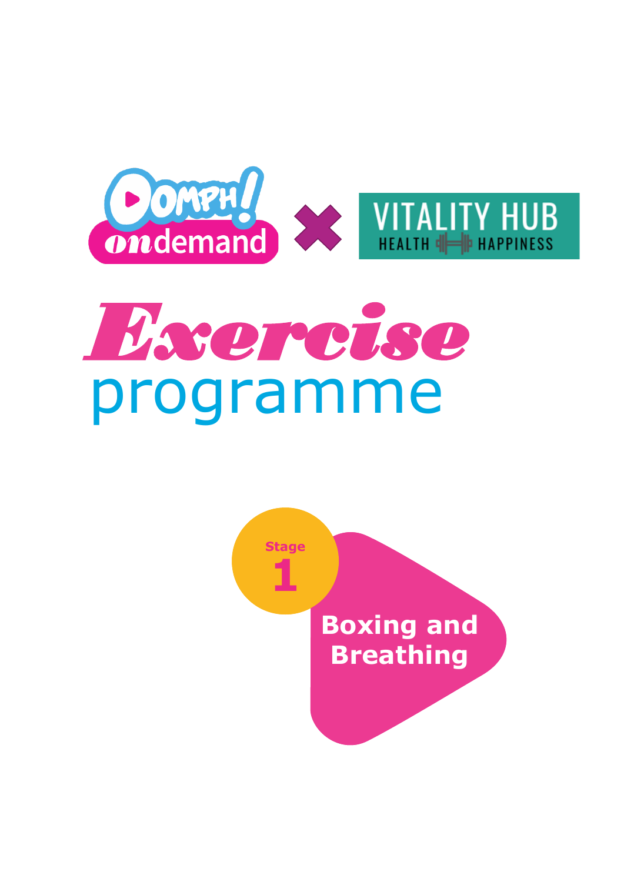OOMPH! ondemand × VITALITY HUB HEALTH HAPPINESS

# *Exercise* programme

**Stage 1**

## Boxing and Breathing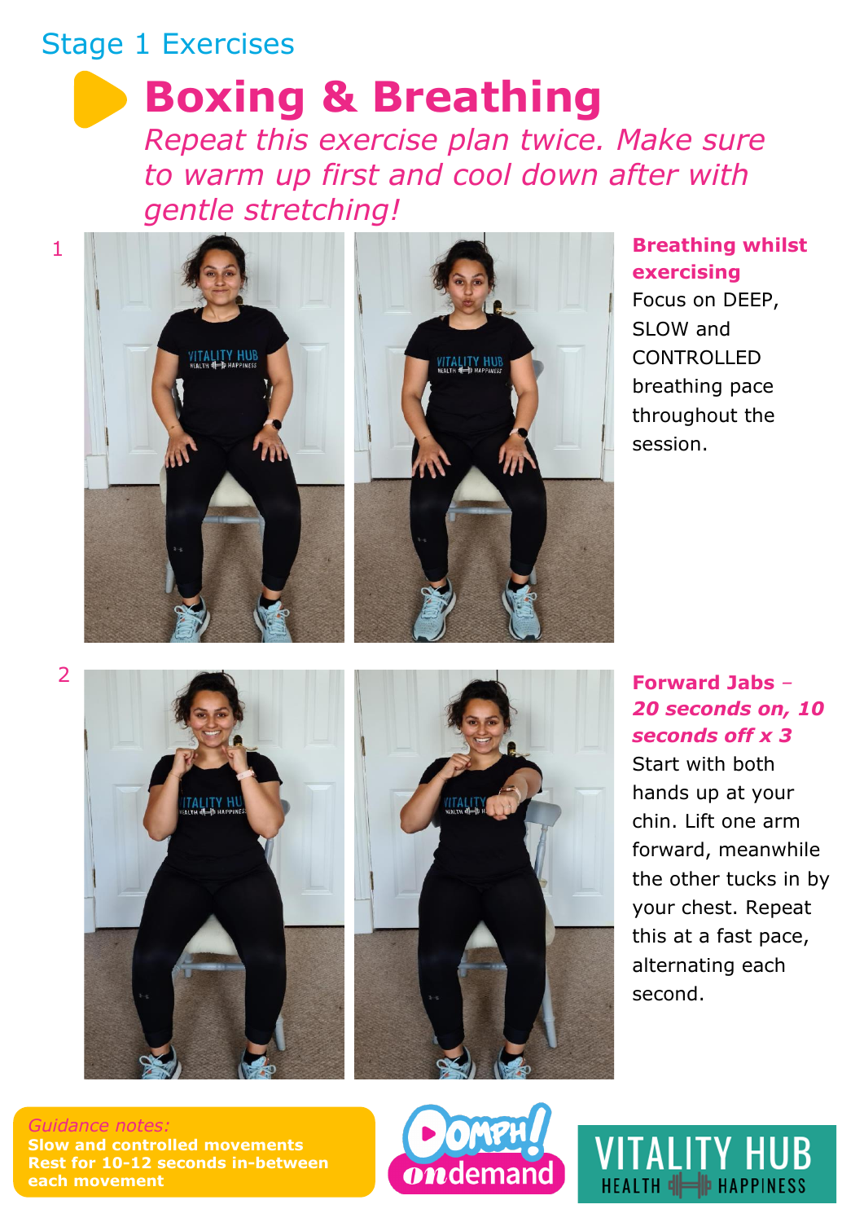Stage 1 Exercises

# Boxing & Breathing

*Repeat this exercise plan twice. Make sure to warm up first and cool down after with gentle stretching!*

1

**Breathing whilst exercising**

Focus on DEEP, SLOW and CONTROLLED breathing pace throughout the session.

2

**Forward Jabs – *20 seconds on, 10 seconds off x 3***

Start with both hands up at your chin. Lift one arm forward, meanwhile the other tucks in by your chest. Repeat this at a fast pace, alternating each second.

*Guidance notes:*
**Slow and controlled movements**
**Rest for 10-12 seconds in-between each movement**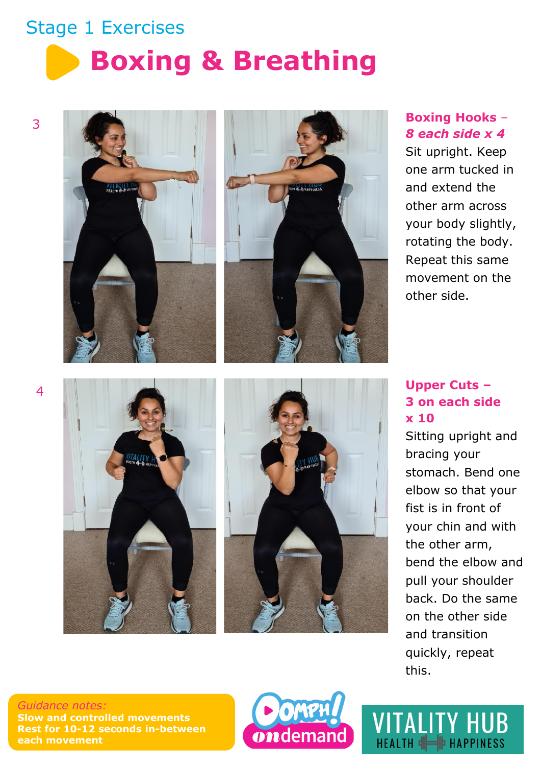Stage 1 Exercises

# Boxing & Breathing

3

**Boxing Hooks – *8 each side x 4***

Sit upright. Keep one arm tucked in and extend the other arm across your body slightly, rotating the body. Repeat this same movement on the other side.

4

**Upper Cuts – 3 on each side x 10**

Sitting upright and bracing your stomach. Bend one elbow so that your fist is in front of your chin and with the other arm, bend the elbow and pull your shoulder back. Do the same on the other side and transition quickly, repeat this.

*Guidance notes:*
**Slow and controlled movements**
**Rest for 10-12 seconds in-between each movement**